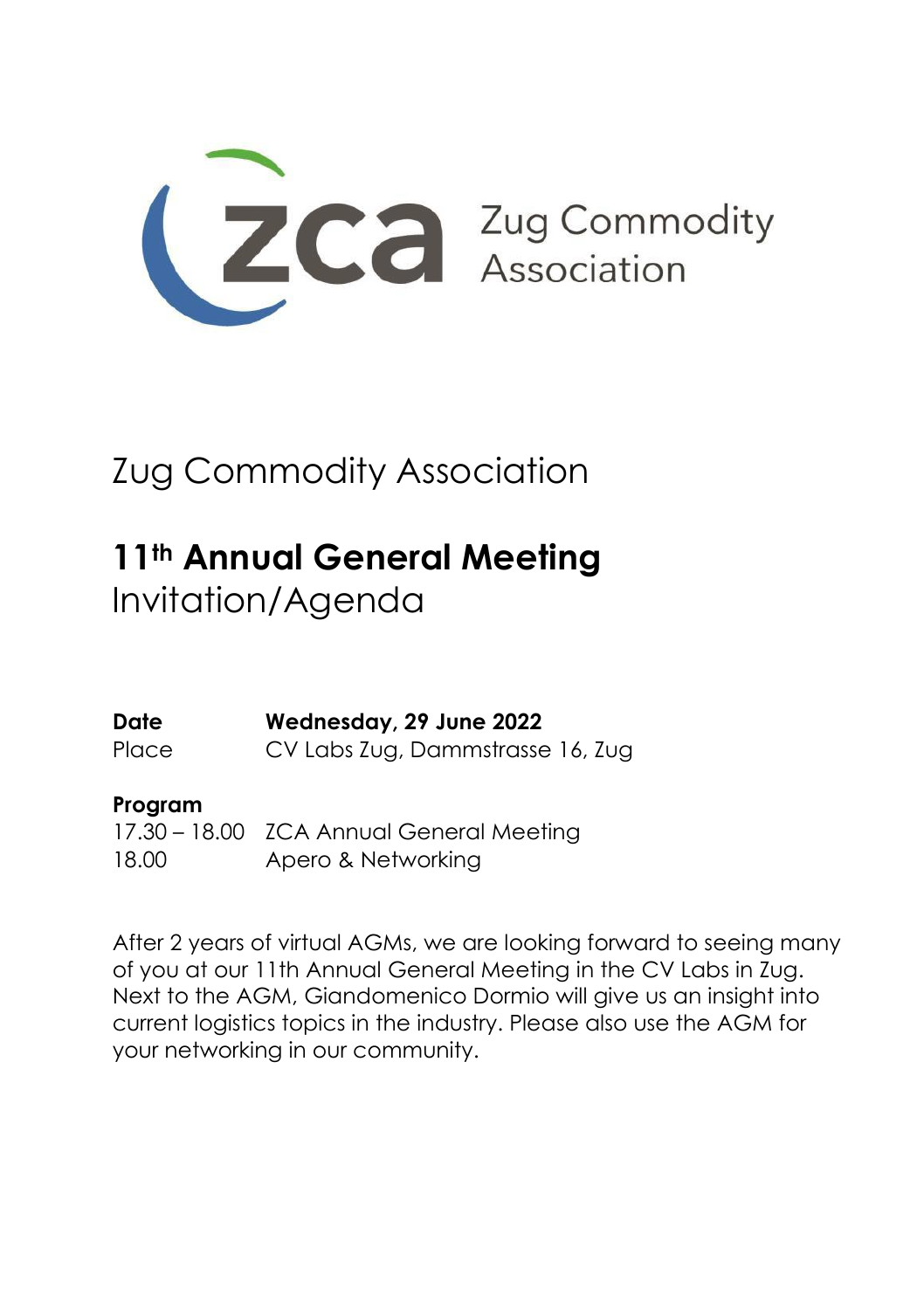Zug Commodity Association

# Zug Commodity Association

## 11th Annual General Meeting
Invitation/Agenda

| | |
|---|---|
| **Date** | **Wednesday, 29 June 2022** |
| Place | CV Labs Zug, Dammstrasse 16, Zug |

**Program**

| | |
|---|---|
| 17.30 – 18.00 | ZCA Annual General Meeting |
| 18.00 | Apero & Networking |

After 2 years of virtual AGMs, we are looking forward to seeing many of you at our 11th Annual General Meeting in the CV Labs in Zug. Next to the AGM, Giandomenico Dormio will give us an insight into current logistics topics in the industry. Please also use the AGM for your networking in our community.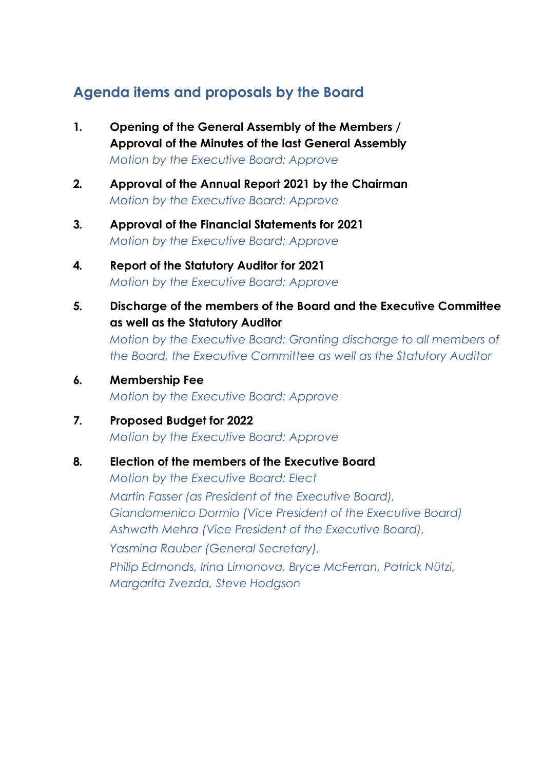## Agenda items and proposals by the Board

1. **Opening of the General Assembly of the Members / Approval of the Minutes of the last General Assembly**
   *Motion by the Executive Board: Approve*

2. **Approval of the Annual Report 2021 by the Chairman**
   *Motion by the Executive Board: Approve*

3. **Approval of the Financial Statements for 2021**
   *Motion by the Executive Board: Approve*

4. **Report of the Statutory Auditor for 2021**
   *Motion by the Executive Board: Approve*

5. **Discharge of the members of the Board and the Executive Committee as well as the Statutory Auditor**
   *Motion by the Executive Board: Granting discharge to all members of the Board, the Executive Committee as well as the Statutory Auditor*

6. **Membership Fee**
   *Motion by the Executive Board: Approve*

7. **Proposed Budget for 2022**
   *Motion by the Executive Board: Approve*

8. **Election of the members of the Executive Board**
   *Motion by the Executive Board: Elect*
   *Martin Fasser (as President of the Executive Board),*
   *Giandomenico Dormio (Vice President of the Executive Board)*
   *Ashwath Mehra (Vice President of the Executive Board),*
   *Yasmina Rauber (General Secretary),*
   *Philip Edmonds, Irina Limonova, Bryce McFerran, Patrick Nützi, Margarita Zvezda, Steve Hodgson*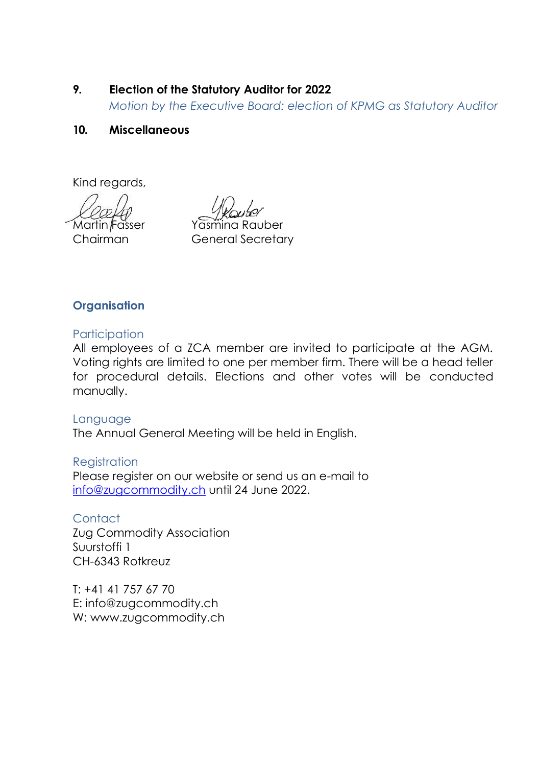**9. Election of the Statutory Auditor for 2022**

*Motion by the Executive Board: election of KPMG as Statutory Auditor*

**10. Miscellaneous**

Kind regards,

Martin Fasser
Chairman

Yasmina Rauber
General Secretary

## Organisation

### Participation

All employees of a ZCA member are invited to participate at the AGM. Voting rights are limited to one per member firm. There will be a head teller for procedural details. Elections and other votes will be conducted manually.

### Language

The Annual General Meeting will be held in English.

### Registration

Please register on our website or send us an e-mail to [info@zugcommodity.ch](mailto:info@zugcommodity.ch) until 24 June 2022.

### Contact

Zug Commodity Association
Suurstoffi 1
CH-6343 Rotkreuz

T: +41 41 757 67 70
E: info@zugcommodity.ch
W: www.zugcommodity.ch